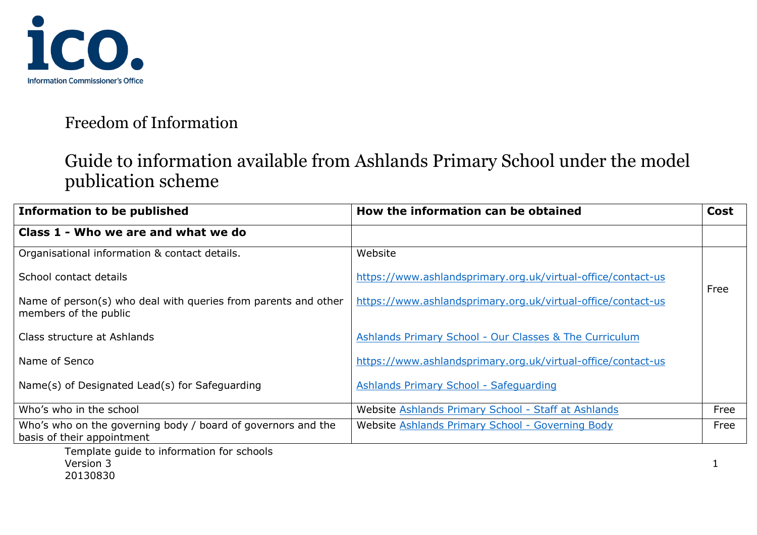ico.
Information Commissioner's Office

# Freedom of Information

## Guide to information available from Ashlands Primary School under the model publication scheme

| Information to be published | How the information can be obtained | Cost |
|---|---|---|
| **Class 1 - Who we are and what we do** | | |
| Organisational information & contact details.<br><br>School contact details<br><br>Name of person(s) who deal with queries from parents and other members of the public<br><br>Class structure at Ashlands<br><br>Name of Senco<br><br>Name(s) of Designated Lead(s) for Safeguarding | Website<br><br>https://www.ashlandsprimary.org.uk/virtual-office/contact-us<br><br>https://www.ashlandsprimary.org.uk/virtual-office/contact-us<br><br>Ashlands Primary School - Our Classes & The Curriculum<br><br>https://www.ashlandsprimary.org.uk/virtual-office/contact-us<br><br>Ashlands Primary School - Safeguarding | Free |
| Who's who in the school | Website Ashlands Primary School - Staff at Ashlands | Free |
| Who's who on the governing body / board of governors and the basis of their appointment | Website Ashlands Primary School - Governing Body | Free |

Template guide to information for schools
Version 3
20130830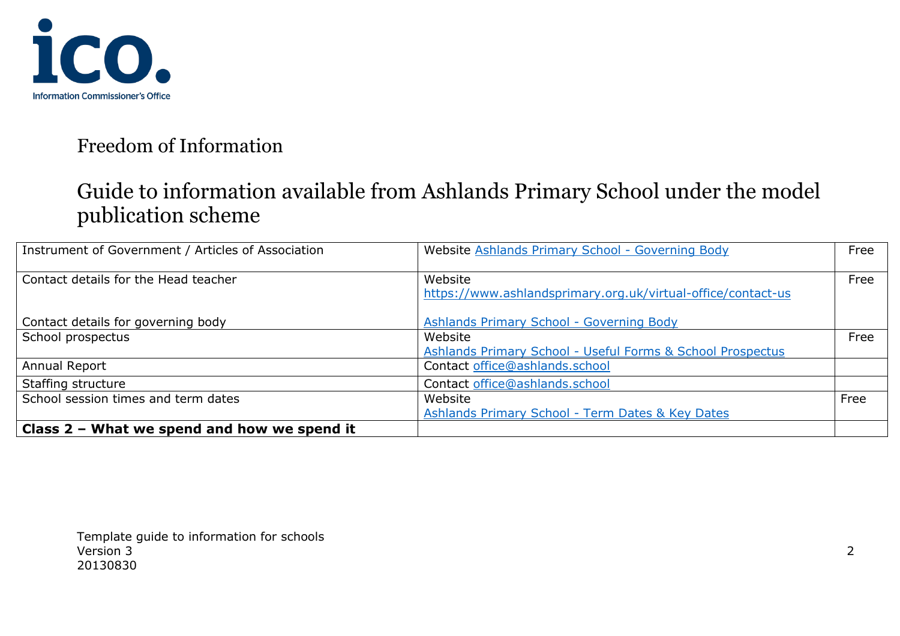ico.
Information Commissioner's Office

Freedom of Information

# Guide to information available from Ashlands Primary School under the model publication scheme

| | | |
|---|---|---|
| Instrument of Government / Articles of Association | Website [Ashlands Primary School - Governing Body]() | Free |
| Contact details for the Head teacher<br><br>Contact details for governing body | Website<br>https://www.ashlandsprimary.org.uk/virtual-office/contact-us<br><br>[Ashlands Primary School - Governing Body]() | Free |
| School prospectus | Website<br>[Ashlands Primary School - Useful Forms & School Prospectus]() | Free |
| Annual Report | Contact office@ashlands.school | |
| Staffing structure | Contact office@ashlands.school | |
| School session times and term dates | Website<br>[Ashlands Primary School - Term Dates & Key Dates]() | Free |
| **Class 2 – What we spend and how we spend it** | | |

Template guide to information for schools
Version 3
20130830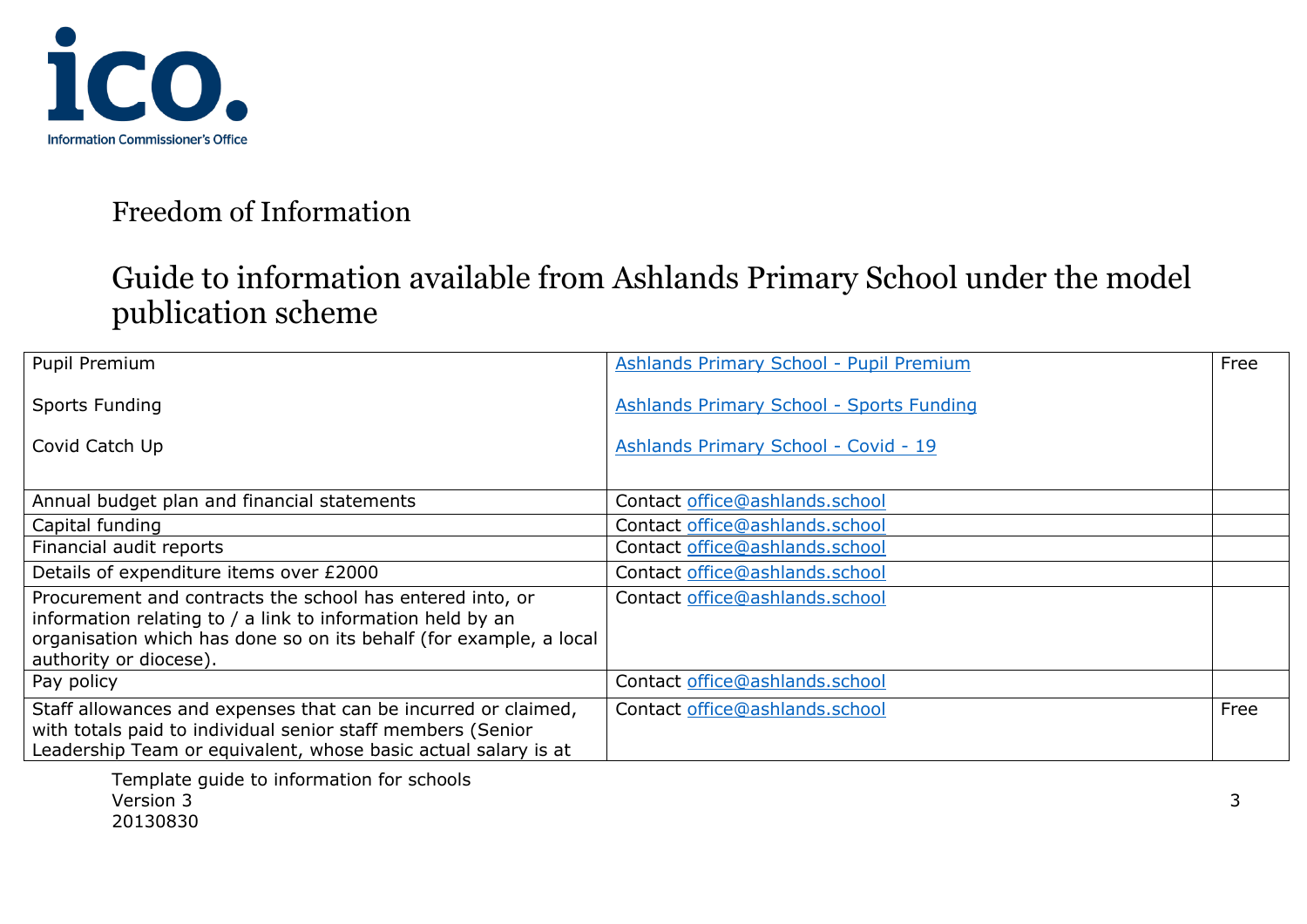Freedom of Information

# Guide to information available from Ashlands Primary School under the model publication scheme

| | | |
|---|---|---|
| Pupil Premium<br><br>Sports Funding<br><br>Covid Catch Up | [Ashlands Primary School - Pupil Premium](#)<br><br>[Ashlands Primary School - Sports Funding](#)<br><br>[Ashlands Primary School - Covid - 19](#) | Free |
| Annual budget plan and financial statements | Contact office@ashlands.school | |
| Capital funding | Contact office@ashlands.school | |
| Financial audit reports | Contact office@ashlands.school | |
| Details of expenditure items over £2000 | Contact office@ashlands.school | |
| Procurement and contracts the school has entered into, or information relating to / a link to information held by an organisation which has done so on its behalf (for example, a local authority or diocese). | Contact office@ashlands.school | |
| Pay policy | Contact office@ashlands.school | |
| Staff allowances and expenses that can be incurred or claimed, with totals paid to individual senior staff members (Senior Leadership Team or equivalent, whose basic actual salary is at | Contact office@ashlands.school | Free |

Template guide to information for schools
Version 3
20130830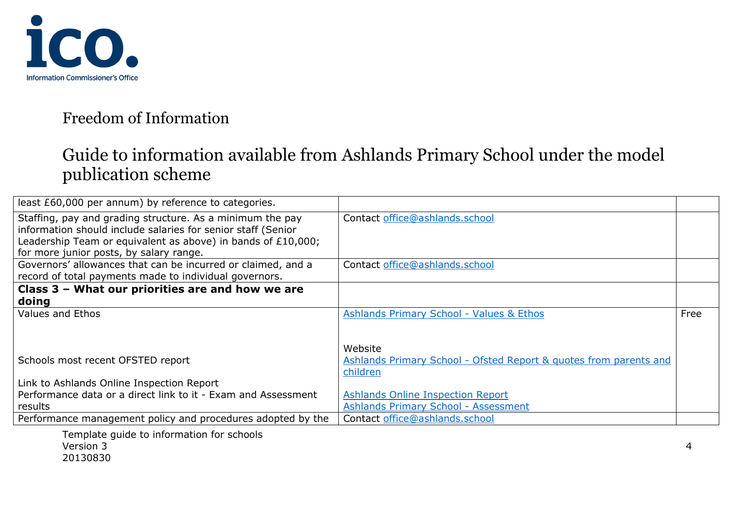Information Commissioner's Office

Freedom of Information

# Guide to information available from Ashlands Primary School under the model publication scheme

| | | |
|---|---|---|
| least £60,000 per annum) by reference to categories. | | |
| Staffing, pay and grading structure. As a minimum the pay information should include salaries for senior staff (Senior Leadership Team or equivalent as above) in bands of £10,000; for more junior posts, by salary range. | Contact office@ashlands.school | |
| Governors' allowances that can be incurred or claimed, and a record of total payments made to individual governors. | Contact office@ashlands.school | |
| **Class 3 – What our priorities are and how we are doing** | | |
| Values and Ethos<br><br><br>Schools most recent OFSTED report<br><br>Link to Ashlands Online Inspection Report<br>Performance data or a direct link to it - Exam and Assessment results | Ashlands Primary School - Values & Ethos<br><br><br>Website<br>Ashlands Primary School - Ofsted Report & quotes from parents and children<br><br>Ashlands Online Inspection Report<br>Ashlands Primary School - Assessment | Free |
| Performance management policy and procedures adopted by the | Contact office@ashlands.school | |

Template guide to information for schools
Version 3
20130830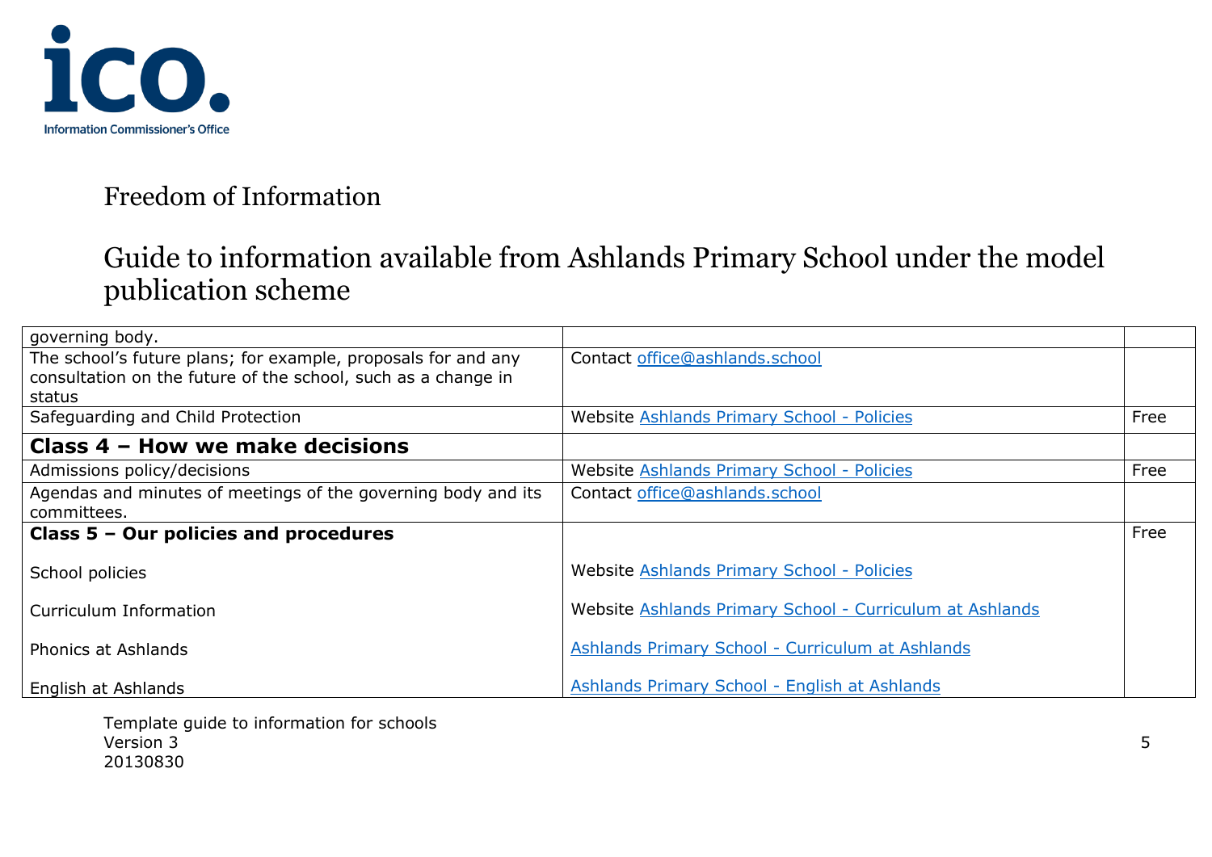Freedom of Information

# Guide to information available from Ashlands Primary School under the model publication scheme

| | | |
|---|---|---|
| governing body. | | |
| The school's future plans; for example, proposals for and any consultation on the future of the school, such as a change in status | Contact office@ashlands.school | |
| Safeguarding and Child Protection | Website Ashlands Primary School - Policies | Free |
| **Class 4 – How we make decisions** | | |
| Admissions policy/decisions | Website Ashlands Primary School - Policies | Free |
| Agendas and minutes of meetings of the governing body and its committees. | Contact office@ashlands.school | |
| **Class 5 – Our policies and procedures**<br><br>School policies<br><br>Curriculum Information<br><br>Phonics at Ashlands<br><br>English at Ashlands | <br><br>Website Ashlands Primary School - Policies<br><br>Website Ashlands Primary School - Curriculum at Ashlands<br><br>Ashlands Primary School - Curriculum at Ashlands<br><br>Ashlands Primary School - English at Ashlands | Free |

Template guide to information for schools
Version 3
20130830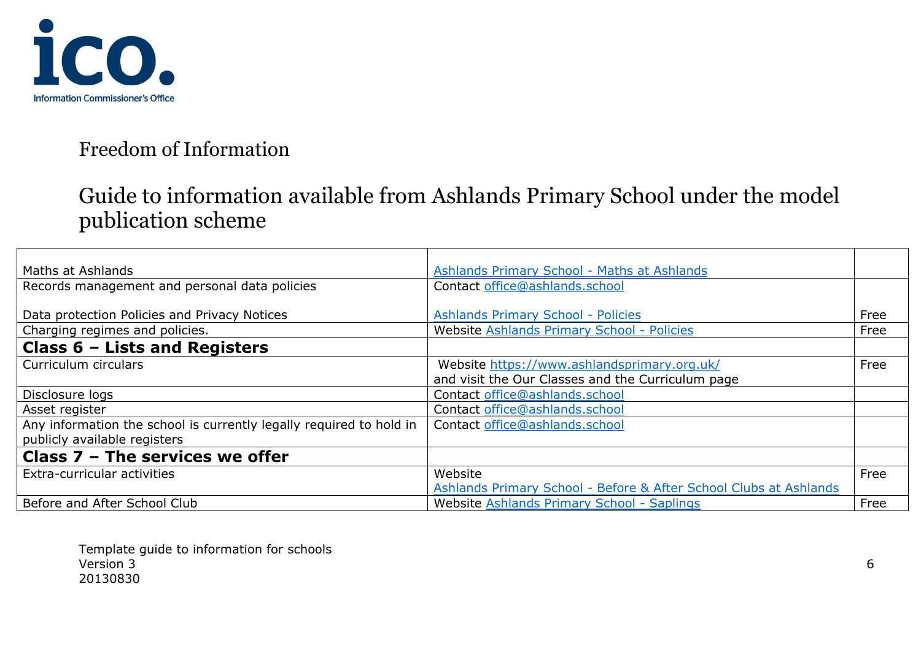ico.
Information Commissioner's Office

Freedom of Information

# Guide to information available from Ashlands Primary School under the model publication scheme

| | | |
|---|---|---|
| Maths at Ashlands | Ashlands Primary School - Maths at Ashlands | |
| Records management and personal data policies<br><br>Data protection Policies and Privacy Notices | Contact office@ashlands.school<br><br>Ashlands Primary School - Policies | <br><br>Free |
| Charging regimes and policies. | Website Ashlands Primary School - Policies | Free |
| **Class 6 – Lists and Registers** | | |
| Curriculum circulars | Website https://www.ashlandsprimary.org.uk/ and visit the Our Classes and the Curriculum page | Free |
| Disclosure logs | Contact office@ashlands.school | |
| Asset register | Contact office@ashlands.school | |
| Any information the school is currently legally required to hold in publicly available registers | Contact office@ashlands.school | |
| **Class 7 – The services we offer** | | |
| Extra-curricular activities | Website Ashlands Primary School - Before & After School Clubs at Ashlands | Free |
| Before and After School Club | Website Ashlands Primary School - Saplings | Free |

Template guide to information for schools
Version 3
20130830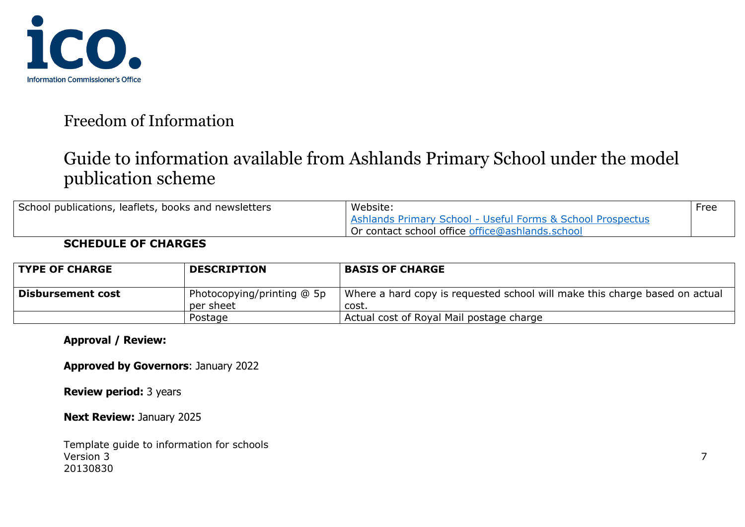Information Commissioner's Office

# Freedom of Information

## Guide to information available from Ashlands Primary School under the model publication scheme

| | | |
|---|---|---|
| School publications, leaflets, books and newsletters | Website:<br>Ashlands Primary School - Useful Forms & School Prospectus<br>Or contact school office office@ashlands.school | Free |

**SCHEDULE OF CHARGES**

| TYPE OF CHARGE | DESCRIPTION | BASIS OF CHARGE |
|---|---|---|
| **Disbursement cost** | Photocopying/printing @ 5p per sheet | Where a hard copy is requested school will make this charge based on actual cost. |
| | Postage | Actual cost of Royal Mail postage charge |

**Approval / Review:**

**Approved by Governors**: January 2022

**Review period:** 3 years

**Next Review:** January 2025

Template guide to information for schools
Version 3
20130830